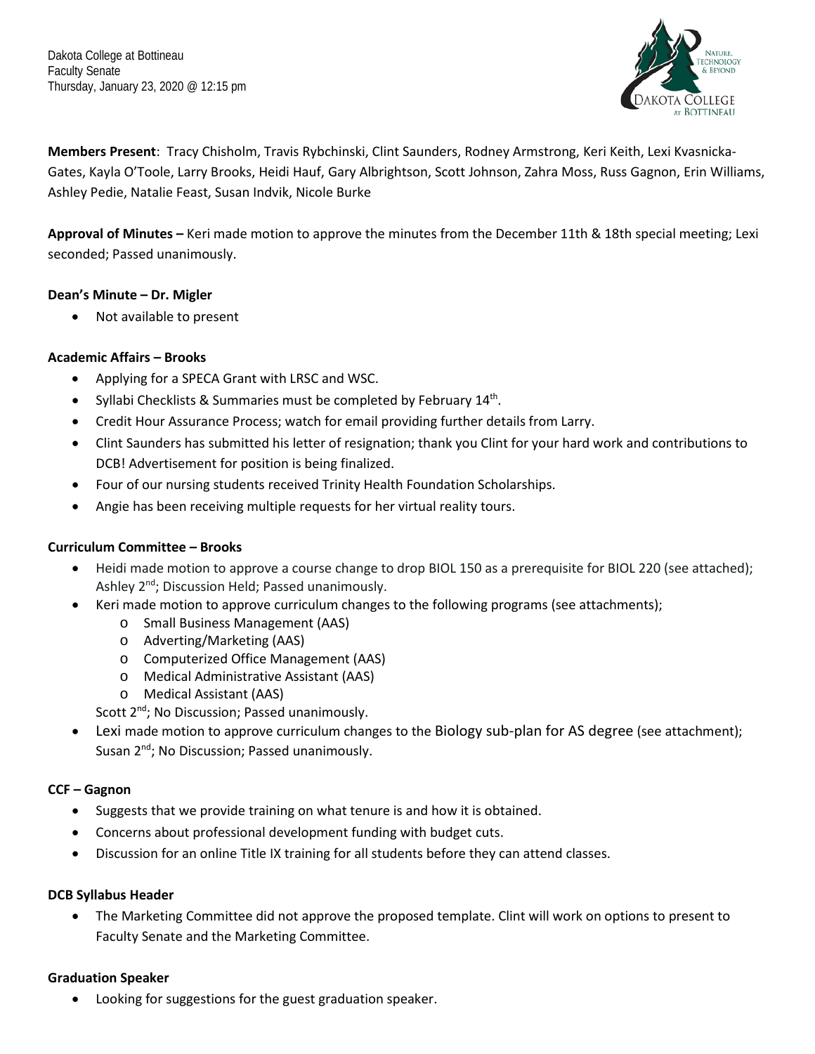Dakota College at Bottineau
Faculty Senate
Thursday, January 23, 2020 @ 12:15 pm

**Members Present**: Tracy Chisholm, Travis Rybchinski, Clint Saunders, Rodney Armstrong, Keri Keith, Lexi Kvasnicka-Gates, Kayla O'Toole, Larry Brooks, Heidi Hauf, Gary Albrightson, Scott Johnson, Zahra Moss, Russ Gagnon, Erin Williams, Ashley Pedie, Natalie Feast, Susan Indvik, Nicole Burke

**Approval of Minutes –** Keri made motion to approve the minutes from the December 11th & 18th special meeting; Lexi seconded; Passed unanimously.

**Dean's Minute – Dr. Migler**

- Not available to present

**Academic Affairs – Brooks**

- Applying for a SPECA Grant with LRSC and WSC.
- Syllabi Checklists & Summaries must be completed by February 14th.
- Credit Hour Assurance Process; watch for email providing further details from Larry.
- Clint Saunders has submitted his letter of resignation; thank you Clint for your hard work and contributions to DCB! Advertisement for position is being finalized.
- Four of our nursing students received Trinity Health Foundation Scholarships.
- Angie has been receiving multiple requests for her virtual reality tours.

**Curriculum Committee – Brooks**

- Heidi made motion to approve a course change to drop BIOL 150 as a prerequisite for BIOL 220 (see attached); Ashley 2nd; Discussion Held; Passed unanimously.
- Keri made motion to approve curriculum changes to the following programs (see attachments);
  - Small Business Management (AAS)
  - Adverting/Marketing (AAS)
  - Computerized Office Management (AAS)
  - Medical Administrative Assistant (AAS)
  - Medical Assistant (AAS)

  Scott 2nd; No Discussion; Passed unanimously.
- Lexi made motion to approve curriculum changes to the Biology sub-plan for AS degree (see attachment); Susan 2nd; No Discussion; Passed unanimously.

**CCF – Gagnon**

- Suggests that we provide training on what tenure is and how it is obtained.
- Concerns about professional development funding with budget cuts.
- Discussion for an online Title IX training for all students before they can attend classes.

**DCB Syllabus Header**

- The Marketing Committee did not approve the proposed template. Clint will work on options to present to Faculty Senate and the Marketing Committee.

**Graduation Speaker**

- Looking for suggestions for the guest graduation speaker.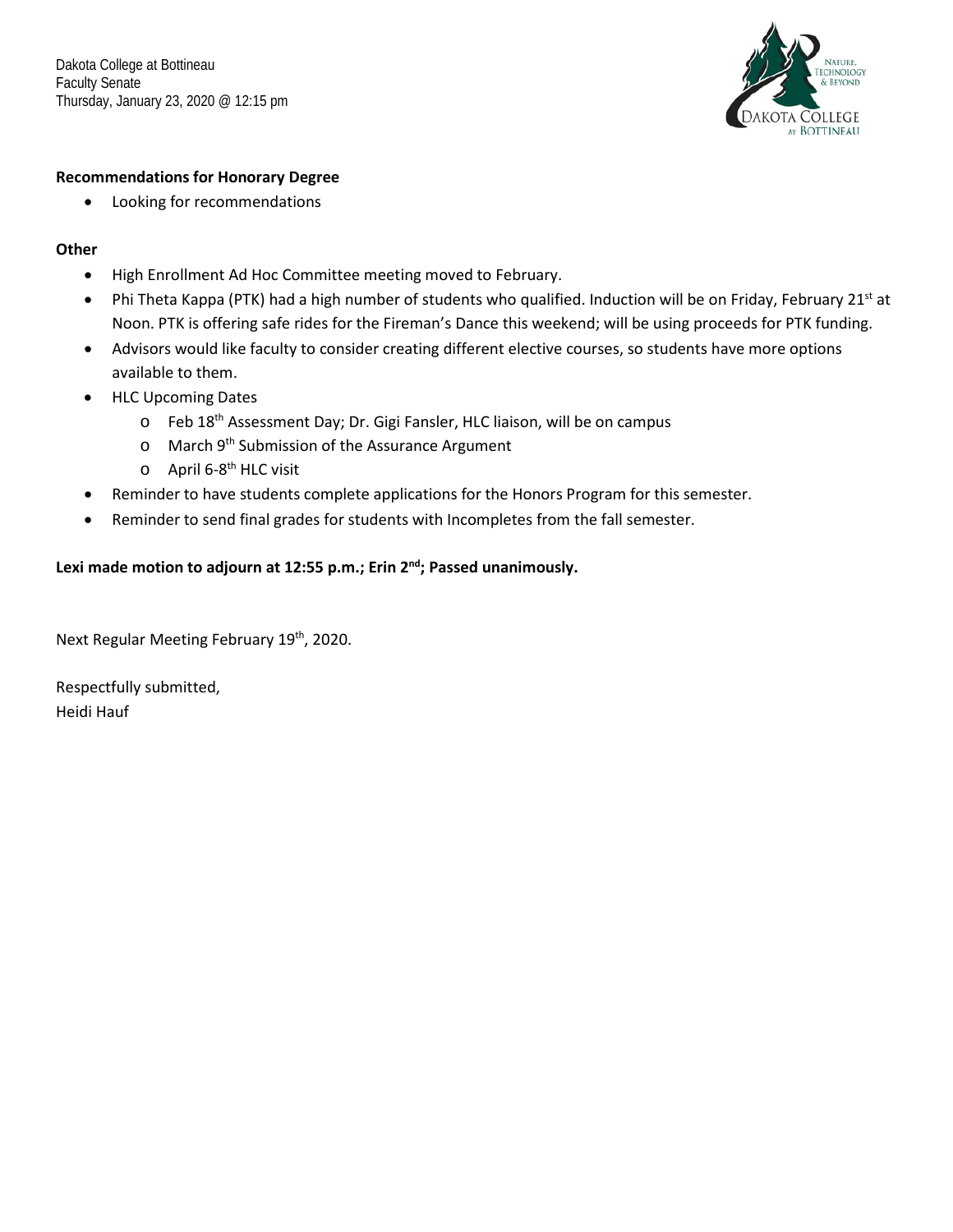**Recommendations for Honorary Degree**

- Looking for recommendations

**Other**

- High Enrollment Ad Hoc Committee meeting moved to February.
- Phi Theta Kappa (PTK) had a high number of students who qualified. Induction will be on Friday, February 21st at Noon. PTK is offering safe rides for the Fireman's Dance this weekend; will be using proceeds for PTK funding.
- Advisors would like faculty to consider creating different elective courses, so students have more options available to them.
- HLC Upcoming Dates
  - Feb 18th Assessment Day; Dr. Gigi Fansler, HLC liaison, will be on campus
  - March 9th Submission of the Assurance Argument
  - April 6-8th HLC visit
- Reminder to have students complete applications for the Honors Program for this semester.
- Reminder to send final grades for students with Incompletes from the fall semester.

**Lexi made motion to adjourn at 12:55 p.m.; Erin 2nd; Passed unanimously.**

Next Regular Meeting February 19th, 2020.

Respectfully submitted,
Heidi Hauf